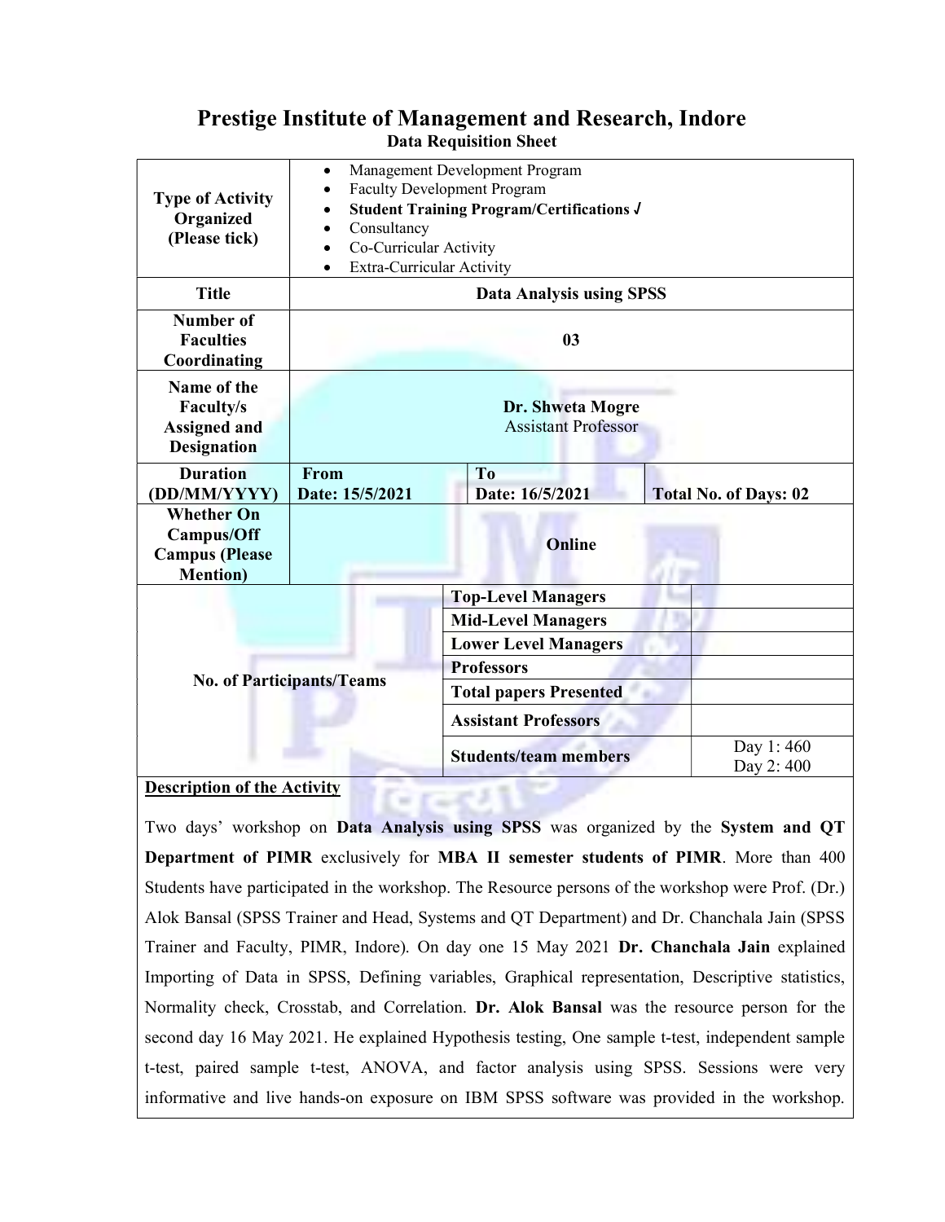# Prestige Institute of Management and Research, Indore

## Data Requisition Sheet

| | | | |
|---|---|---|---|
| **Type of Activity Organized (Please tick)** | • Management Development Program<br>• Faculty Development Program<br>• **Student Training Program/Certifications √**<br>• Consultancy<br>• Co-Curricular Activity<br>• Extra-Curricular Activity | | |
| **Title** | **Data Analysis using SPSS** | | |
| **Number of Faculties Coordinating** | **03** | | |
| **Name of the Faculty/s Assigned and Designation** | **Dr. Shweta Mogre**<br>Assistant Professor | | |
| **Duration (DD/MM/YYYY)** | **From Date: 15/5/2021** | **To Date: 16/5/2021** | **Total No. of Days: 02** |
| **Whether On Campus/Off Campus (Please Mention)** | **Online** | | |
| **No. of Participants/Teams** | **Top-Level Managers** | | |
| | **Mid-Level Managers** | | |
| | **Lower Level Managers** | | |
| | **Professors** | | |
| | **Total papers Presented** | | |
| | **Assistant Professors** | | |
| | **Students/team members** | Day 1: 460<br>Day 2: 400 | |

**Description of the Activity**

Two days' workshop on **Data Analysis using SPSS** was organized by the **System and QT Department of PIMR** exclusively for **MBA II semester students of PIMR**. More than 400 Students have participated in the workshop. The Resource persons of the workshop were Prof. (Dr.) Alok Bansal (SPSS Trainer and Head, Systems and QT Department) and Dr. Chanchala Jain (SPSS Trainer and Faculty, PIMR, Indore). On day one 15 May 2021 **Dr. Chanchala Jain** explained Importing of Data in SPSS, Defining variables, Graphical representation, Descriptive statistics, Normality check, Crosstab, and Correlation. **Dr. Alok Bansal** was the resource person for the second day 16 May 2021. He explained Hypothesis testing, One sample t-test, independent sample t-test, paired sample t-test, ANOVA, and factor analysis using SPSS. Sessions were very informative and live hands-on exposure on IBM SPSS software was provided in the workshop.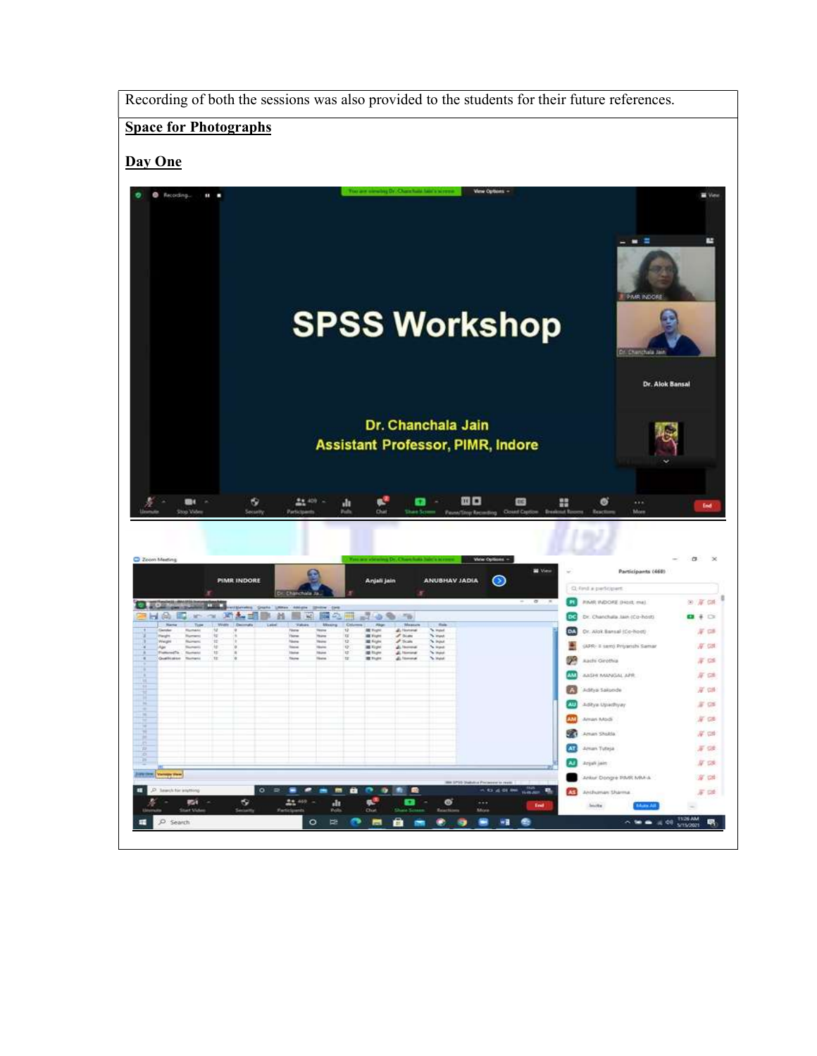Recording of both the sessions was also provided to the students for their future references.

**Space for Photographs**

**Day One**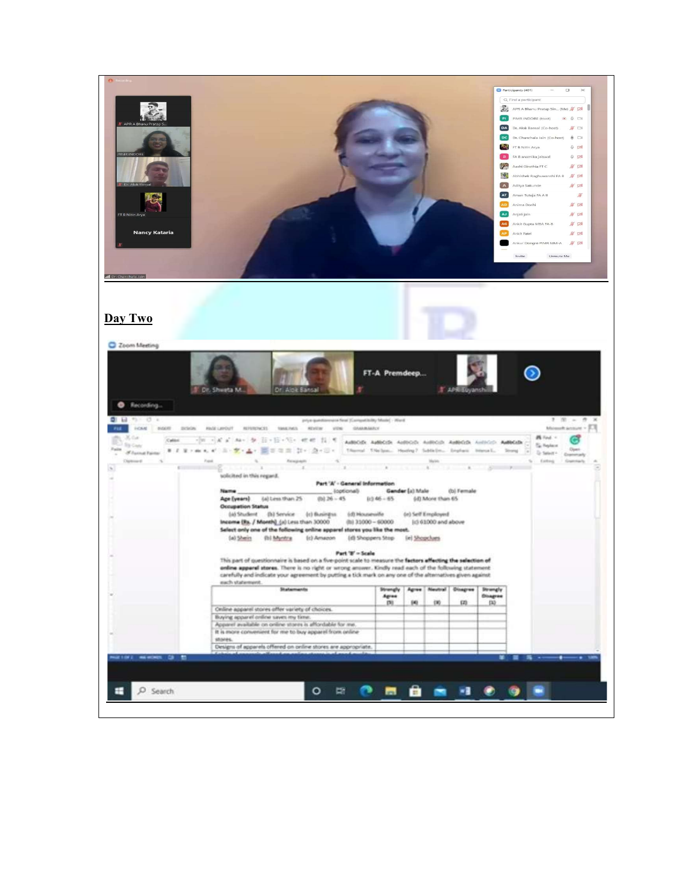## Day Two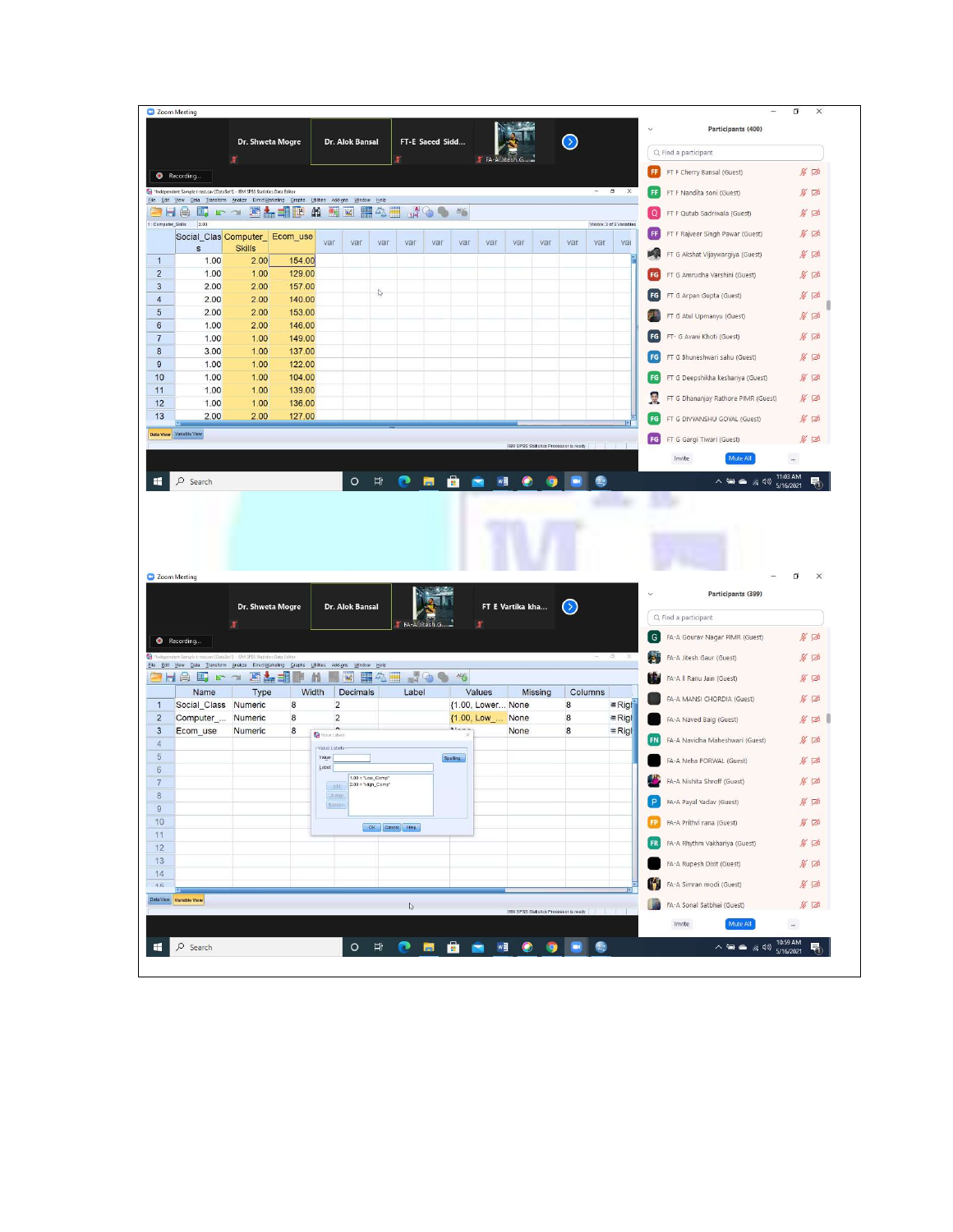Zoom Meeting

Dr. Shweta Mogre | Dr. Alok Bansal | FT-E Saeed Sidd... | FA-A Jitesh G...

Recording...

*Independent Sample t-test.sav [DataSet1] - IBM SPSS Statistics Data Editor

File Edit View Data Transform Analyze Direct Marketing Graphs Utilities Add-ons Window Help

1 : Computer_Skills 2.00

Visible: 3 of 3 Variables

| | Social_Class | Computer_Skills | Ecom_use | var | var | var | var | var | var | var | var | var | var | var | var |
|---|---|---|---|---|---|---|---|---|---|---|---|---|---|---|---|
| 1 | 1.00 | 2.00 | 154.00 | | | | | | | | | | | | |
| 2 | 1.00 | 1.00 | 129.00 | | | | | | | | | | | | |
| 3 | 2.00 | 2.00 | 157.00 | | | | | | | | | | | | |
| 4 | 2.00 | 2.00 | 140.00 | | | | | | | | | | | | |
| 5 | 2.00 | 2.00 | 153.00 | | | | | | | | | | | | |
| 6 | 1.00 | 2.00 | 146.00 | | | | | | | | | | | | |
| 7 | 1.00 | 1.00 | 149.00 | | | | | | | | | | | | |
| 8 | 3.00 | 1.00 | 137.00 | | | | | | | | | | | | |
| 9 | 1.00 | 1.00 | 122.00 | | | | | | | | | | | | |
| 10 | 1.00 | 1.00 | 104.00 | | | | | | | | | | | | |
| 11 | 1.00 | 1.00 | 139.00 | | | | | | | | | | | | |
| 12 | 1.00 | 1.00 | 136.00 | | | | | | | | | | | | |
| 13 | 2.00 | 2.00 | 127.00 | | | | | | | | | | | | |

Data View | Variable View

IBM SPSS Statistics Processor is ready

Participants (400)

FT F Cherry Bansal (Guest)
FT F Nandita soni (Guest)
FT F Qutub Sadriwala (Guest)
FT F Rajveer Singh Pawar (Guest)
FT G Akshat Vijaywargiya (Guest)
FT G Amrudha Varshini (Guest)
FT G Arpan Gupta (Guest)
FT G Atul Upmanyu (Guest)
FT- G Avani Khoti (Guest)
FT G Bhuneshwari sahu (Guest)
FT G Deepshikha kesharya (Guest)
FT G Dhananjay Rathore PIMR (Guest)
FT G DIVYANSHU GOYAL (Guest)
FT G Gargi Tiwari (Guest)

Invite | Mute All

11:03 AM 5/16/2021

Zoom Meeting

Dr. Shweta Mogre | Dr. Alok Bansal | FA-A Jitesh G... | FT E Vartika kha...

Recording...

*Independent Sample t-test.sav [DataSet1] - IBM SPSS Statistics Data Editor

| | Name | Type | Width | Decimals | Label | Values | Missing | Columns | |
|---|---|---|---|---|---|---|---|---|---|
| 1 | Social_Class | Numeric | 8 | 2 | | {1.00, Lower... | None | 8 | Right |
| 2 | Computer_... | Numeric | 8 | 2 | | {1.00, Low_... | None | 8 | Right |
| 3 | Ecom_use | Numeric | 8 | | | None | None | 8 | Right |

Value Labels

Value:
Label:
Spelling

1.00 = "Low_Comp"
2.00 = "High_Comp"

Add | Change | Remove

OK | Cancel | Help

Data View | Variable View

IBM SPSS Statistics Processor is ready

Participants (399)

FA-A Gourav Nagar PIMR (Guest)
FA-A Jitesh Gaur (Guest)
FA-A Il Ranu Jain (Guest)
FA-A MANSI CHORDIA (Guest)
FA-A Naved Baig (Guest)
FA-A Navidha Maheshwari (Guest)
FA-A Neha PORWAL (Guest)
FA-A Nishita Shroff (Guest)
FA-A Payal Yadav (Guest)
FA-A Prithvi rana (Guest)
FA-A Rhythm Vakhariya (Guest)
FA-A Rupesh Dixit (Guest)
FA-A Simran modi (Guest)
FA-A Sonal Satbhai (Guest)

Invite | Mute All

10:59 AM 5/16/2021